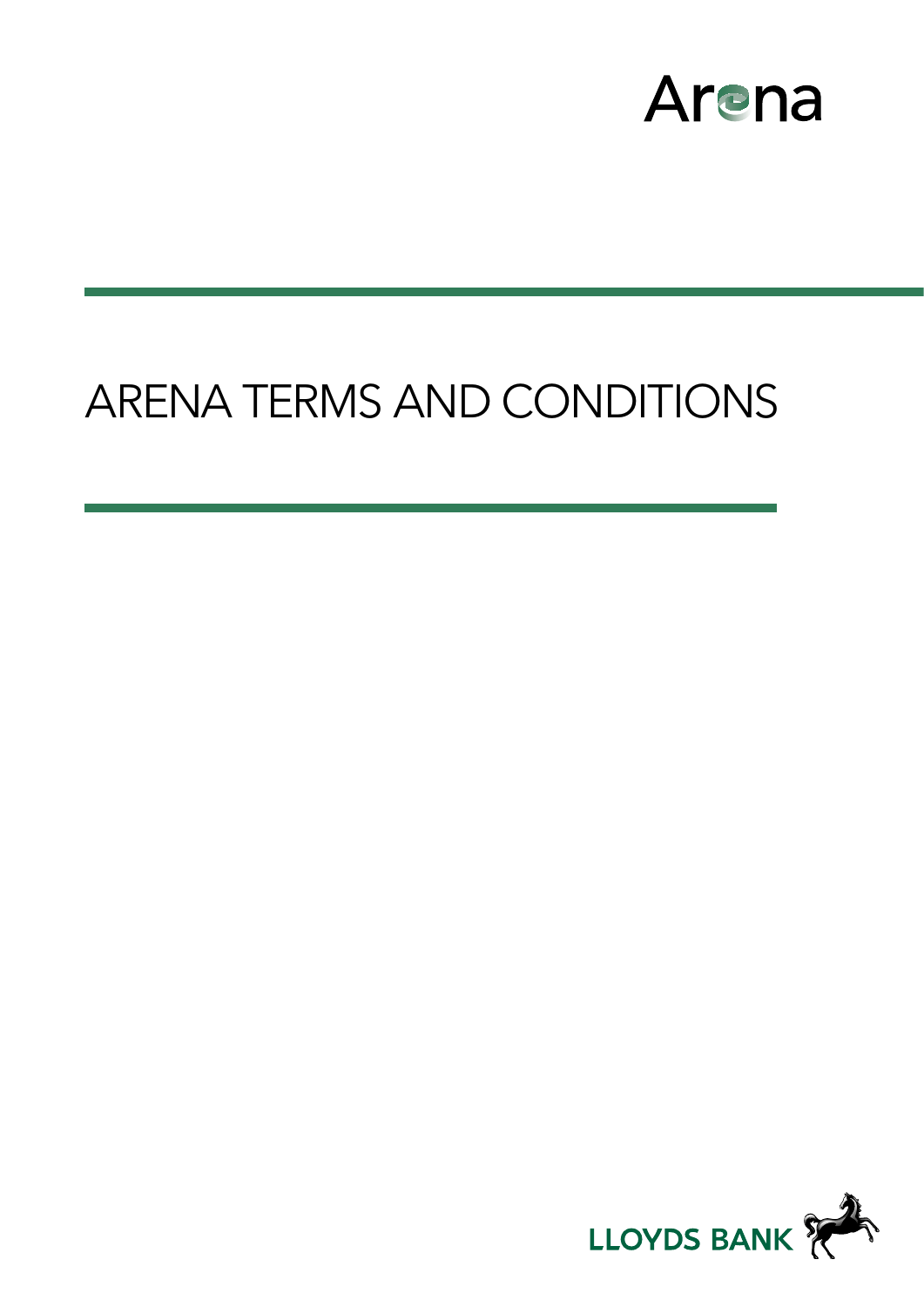Arena

# ARENA TERMS AND CONDITIONS

LLOYDS BANK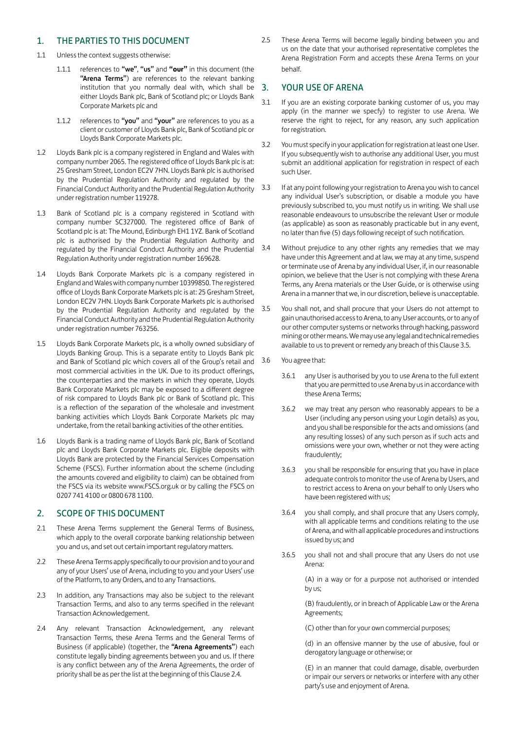## 1. THE PARTIES TO THIS DOCUMENT

1.1 Unless the context suggests otherwise:

1.1.1 references to **"we"**, **"us"** and **"our"** in this document (the **"Arena Terms"**) are references to the relevant banking institution that you normally deal with, which shall be either Lloyds Bank plc, Bank of Scotland plc; or Lloyds Bank Corporate Markets plc and

1.1.2 references to **"you"** and **"your"** are references to you as a client or customer of Lloyds Bank plc, Bank of Scotland plc or Lloyds Bank Corporate Markets plc.

1.2 Lloyds Bank plc is a company registered in England and Wales with company number 2065. The registered office of Lloyds Bank plc is at: 25 Gresham Street, London EC2V 7HN. Lloyds Bank plc is authorised by the Prudential Regulation Authority and regulated by the Financial Conduct Authority and the Prudential Regulation Authority under registration number 119278.

1.3 Bank of Scotland plc is a company registered in Scotland with company number SC327000. The registered office of Bank of Scotland plc is at: The Mound, Edinburgh EH1 1YZ. Bank of Scotland plc is authorised by the Prudential Regulation Authority and regulated by the Financial Conduct Authority and the Prudential Regulation Authority under registration number 169628.

1.4 Lloyds Bank Corporate Markets plc is a company registered in England and Wales with company number 10399850. The registered office of Lloyds Bank Corporate Markets plc is at: 25 Gresham Street, London EC2V 7HN. Lloyds Bank Corporate Markets plc is authorised by the Prudential Regulation Authority and regulated by the Financial Conduct Authority and the Prudential Regulation Authority under registration number 763256.

1.5 Lloyds Bank Corporate Markets plc, is a wholly owned subsidiary of Lloyds Banking Group. This is a separate entity to Lloyds Bank plc and Bank of Scotland plc which covers all of the Group's retail and most commercial activities in the UK. Due to its product offerings, the counterparties and the markets in which they operate, Lloyds Bank Corporate Markets plc may be exposed to a different degree of risk compared to Lloyds Bank plc or Bank of Scotland plc. This is a reflection of the separation of the wholesale and investment banking activities which Lloyds Bank Corporate Markets plc may undertake, from the retail banking activities of the other entities.

1.6 Lloyds Bank is a trading name of Lloyds Bank plc, Bank of Scotland plc and Lloyds Bank Corporate Markets plc. Eligible deposits with Lloyds Bank are protected by the Financial Services Compensation Scheme (FSCS). Further information about the scheme (including the amounts covered and eligibility to claim) can be obtained from the FSCS via its website www.FSCS.org.uk or by calling the FSCS on 0207 741 4100 or 0800 678 1100.

## 2. SCOPE OF THIS DOCUMENT

2.1 These Arena Terms supplement the General Terms of Business, which apply to the overall corporate banking relationship between you and us, and set out certain important regulatory matters.

2.2 These Arena Terms apply specifically to our provision and to your and any of your Users' use of Arena, including to you and your Users' use of the Platform, to any Orders, and to any Transactions.

2.3 In addition, any Transactions may also be subject to the relevant Transaction Terms, and also to any terms specified in the relevant Transaction Acknowledgement.

2.4 Any relevant Transaction Acknowledgement, any relevant Transaction Terms, these Arena Terms and the General Terms of Business (if applicable) (together, the **"Arena Agreements"**) each constitute legally binding agreements between you and us. If there is any conflict between any of the Arena Agreements, the order of priority shall be as per the list at the beginning of this Clause 2.4.

2.5 These Arena Terms will become legally binding between you and us on the date that your authorised representative completes the Arena Registration Form and accepts these Arena Terms on your behalf.

## 3. YOUR USE OF ARENA

3.1 If you are an existing corporate banking customer of us, you may apply (in the manner we specfy) to register to use Arena. We reserve the right to reject, for any reason, any such application for registration.

3.2 You must specify in your application for registration at least one User. If you subsequently wish to authorise any additional User, you must submit an additional application for registration in respect of each such User.

3.3 If at any point following your registration to Arena you wish to cancel any individual User's subscription, or disable a module you have previously subscribed to, you must notify us in writing. We shall use reasonable endeavours to unsubscribe the relevant User or module (as applicable) as soon as reasonably practicable but in any event, no later than five (5) days following receipt of such notification.

3.4 Without prejudice to any other rights any remedies that we may have under this Agreement and at law, we may at any time, suspend or terminate use of Arena by any individual User, if, in our reasonable opinion, we believe that the User is not complying with these Arena Terms, any Arena materials or the User Guide, or is otherwise using Arena in a manner that we, in our discretion, believe is unacceptable.

3.5 You shall not, and shall procure that your Users do not attempt to gain unauthorised access to Arena, to any User accounts, or to any of our other computer systems or networks through hacking, password mining or other means. We may use any legal and technical remedies available to us to prevent or remedy any breach of this Clause 3.5.

3.6 You agree that:

3.6.1 any User is authorised by you to use Arena to the full extent that you are permitted to use Arena by us in accordance with these Arena Terms;

3.6.2 we may treat any person who reasonably appears to be a User (including any person using your Login details) as you, and you shall be responsible for the acts and omissions (and any resulting losses) of any such person as if such acts and omissions were your own, whether or not they were acting fraudulently;

3.6.3 you shall be responsible for ensuring that you have in place adequate controls to monitor the use of Arena by Users, and to restrict access to Arena on your behalf to only Users who have been registered with us;

3.6.4 you shall comply, and shall procure that any Users comply, with all applicable terms and conditions relating to the use of Arena, and with all applicable procedures and instructions issued by us; and

3.6.5 you shall not and shall procure that any Users do not use Arena:

(A) in a way or for a purpose not authorised or intended by us;

(B) fraudulently, or in breach of Applicable Law or the Arena Agreements;

(C) other than for your own commercial purposes;

(d) in an offensive manner by the use of abusive, foul or derogatory language or otherwise; or

(E) in an manner that could damage, disable, overburden or impair our servers or networks or interfere with any other party's use and enjoyment of Arena.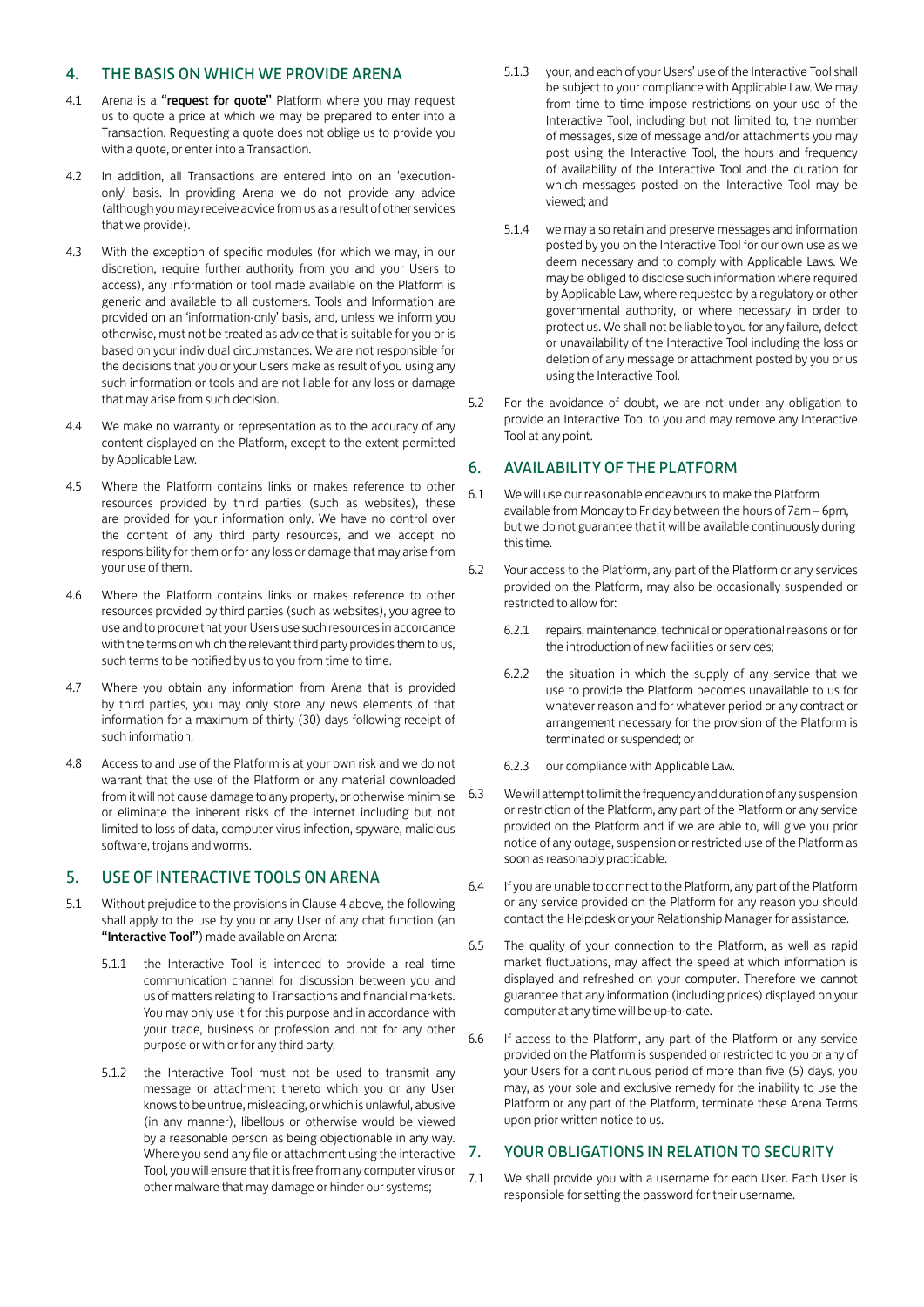## 4. THE BASIS ON WHICH WE PROVIDE ARENA

4.1 Arena is a **"request for quote"** Platform where you may request us to quote a price at which we may be prepared to enter into a Transaction. Requesting a quote does not oblige us to provide you with a quote, or enter into a Transaction.

4.2 In addition, all Transactions are entered into on an 'execution-only' basis. In providing Arena we do not provide any advice (although you may receive advice from us as a result of other services that we provide).

4.3 With the exception of specific modules (for which we may, in our discretion, require further authority from you and your Users to access), any information or tool made available on the Platform is generic and available to all customers. Tools and Information are provided on an 'information-only' basis, and, unless we inform you otherwise, must not be treated as advice that is suitable for you or is based on your individual circumstances. We are not responsible for the decisions that you or your Users make as result of you using any such information or tools and are not liable for any loss or damage that may arise from such decision.

4.4 We make no warranty or representation as to the accuracy of any content displayed on the Platform, except to the extent permitted by Applicable Law.

4.5 Where the Platform contains links or makes reference to other resources provided by third parties (such as websites), these are provided for your information only. We have no control over the content of any third party resources, and we accept no responsibility for them or for any loss or damage that may arise from your use of them.

4.6 Where the Platform contains links or makes reference to other resources provided by third parties (such as websites), you agree to use and to procure that your Users use such resources in accordance with the terms on which the relevant third party provides them to us, such terms to be notified by us to you from time to time.

4.7 Where you obtain any information from Arena that is provided by third parties, you may only store any news elements of that information for a maximum of thirty (30) days following receipt of such information.

4.8 Access to and use of the Platform is at your own risk and we do not warrant that the use of the Platform or any material downloaded from it will not cause damage to any property, or otherwise minimise or eliminate the inherent risks of the internet including but not limited to loss of data, computer virus infection, spyware, malicious software, trojans and worms.

## 5. USE OF INTERACTIVE TOOLS ON ARENA

5.1 Without prejudice to the provisions in Clause 4 above, the following shall apply to the use by you or any User of any chat function (an **"Interactive Tool"**) made available on Arena:

5.1.1 the Interactive Tool is intended to provide a real time communication channel for discussion between you and us of matters relating to Transactions and financial markets. You may only use it for this purpose and in accordance with your trade, business or profession and not for any other purpose or with or for any third party;

5.1.2 the Interactive Tool must not be used to transmit any message or attachment thereto which you or any User knows to be untrue, misleading, or which is unlawful, abusive (in any manner), libellous or otherwise would be viewed by a reasonable person as being objectionable in any way. Where you send any file or attachment using the interactive Tool, you will ensure that it is free from any computer virus or other malware that may damage or hinder our systems;

5.1.3 your, and each of your Users' use of the Interactive Tool shall be subject to your compliance with Applicable Law. We may from time to time impose restrictions on your use of the Interactive Tool, including but not limited to, the number of messages, size of message and/or attachments you may post using the Interactive Tool, the hours and frequency of availability of the Interactive Tool and the duration for which messages posted on the Interactive Tool may be viewed; and

5.1.4 we may also retain and preserve messages and information posted by you on the Interactive Tool for our own use as we deem necessary and to comply with Applicable Laws. We may be obliged to disclose such information where required by Applicable Law, where requested by a regulatory or other governmental authority, or where necessary in order to protect us. We shall not be liable to you for any failure, defect or unavailability of the Interactive Tool including the loss or deletion of any message or attachment posted by you or us using the Interactive Tool.

5.2 For the avoidance of doubt, we are not under any obligation to provide an Interactive Tool to you and may remove any Interactive Tool at any point.

## 6. AVAILABILITY OF THE PLATFORM

6.1 We will use our reasonable endeavours to make the Platform available from Monday to Friday between the hours of 7am – 6pm, but we do not guarantee that it will be available continuously during this time.

6.2 Your access to the Platform, any part of the Platform or any services provided on the Platform, may also be occasionally suspended or restricted to allow for:

6.2.1 repairs, maintenance, technical or operational reasons or for the introduction of new facilities or services;

6.2.2 the situation in which the supply of any service that we use to provide the Platform becomes unavailable to us for whatever reason and for whatever period or any contract or arrangement necessary for the provision of the Platform is terminated or suspended; or

6.2.3 our compliance with Applicable Law.

6.3 We will attempt to limit the frequency and duration of any suspension or restriction of the Platform, any part of the Platform or any service provided on the Platform and if we are able to, will give you prior notice of any outage, suspension or restricted use of the Platform as soon as reasonably practicable.

6.4 If you are unable to connect to the Platform, any part of the Platform or any service provided on the Platform for any reason you should contact the Helpdesk or your Relationship Manager for assistance.

6.5 The quality of your connection to the Platform, as well as rapid market fluctuations, may affect the speed at which information is displayed and refreshed on your computer. Therefore we cannot guarantee that any information (including prices) displayed on your computer at any time will be up-to-date.

6.6 If access to the Platform, any part of the Platform or any service provided on the Platform is suspended or restricted to you or any of your Users for a continuous period of more than five (5) days, you may, as your sole and exclusive remedy for the inability to use the Platform or any part of the Platform, terminate these Arena Terms upon prior written notice to us.

## 7. YOUR OBLIGATIONS IN RELATION TO SECURITY

7.1 We shall provide you with a username for each User. Each User is responsible for setting the password for their username.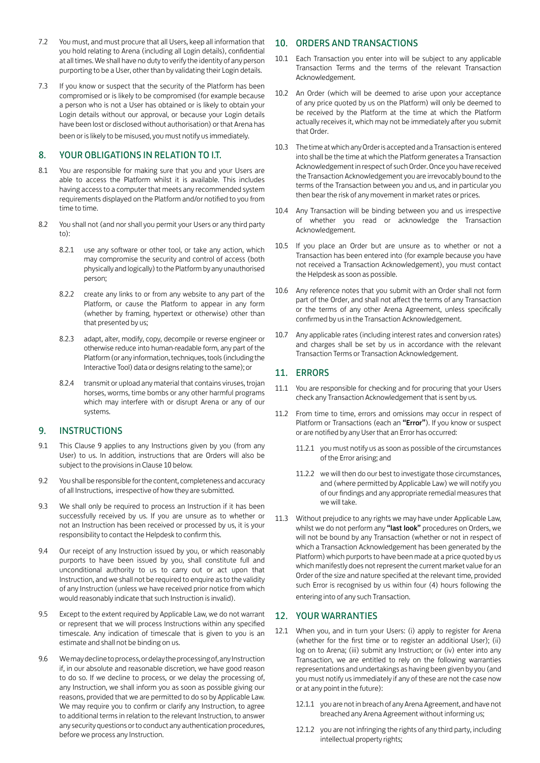7.2 You must, and must procure that all Users, keep all information that you hold relating to Arena (including all Login details), confidential at all times. We shall have no duty to verify the identity of any person purporting to be a User, other than by validating their Login details.

7.3 If you know or suspect that the security of the Platform has been compromised or is likely to be compromised (for example because a person who is not a User has obtained or is likely to obtain your Login details without our approval, or because your Login details have been lost or disclosed without authorisation) or that Arena has been or is likely to be misused, you must notify us immediately.

## 8. YOUR OBLIGATIONS IN RELATION TO I.T.

8.1 You are responsible for making sure that you and your Users are able to access the Platform whilst it is available. This includes having access to a computer that meets any recommended system requirements displayed on the Platform and/or notified to you from time to time.

8.2 You shall not (and nor shall you permit your Users or any third party to):

8.2.1 use any software or other tool, or take any action, which may compromise the security and control of access (both physically and logically) to the Platform by any unauthorised person;

8.2.2 create any links to or from any website to any part of the Platform, or cause the Platform to appear in any form (whether by framing, hypertext or otherwise) other than that presented by us;

8.2.3 adapt, alter, modify, copy, decompile or reverse engineer or otherwise reduce into human-readable form, any part of the Platform (or any information, techniques, tools (including the Interactive Tool) data or designs relating to the same); or

8.2.4 transmit or upload any material that contains viruses, trojan horses, worms, time bombs or any other harmful programs which may interfere with or disrupt Arena or any of our systems.

## 9. INSTRUCTIONS

9.1 This Clause 9 applies to any Instructions given by you (from any User) to us. In addition, instructions that are Orders will also be subject to the provisions in Clause 10 below.

9.2 You shall be responsible for the content, completeness and accuracy of all Instructions, irrespective of how they are submitted.

9.3 We shall only be required to process an Instruction if it has been successfully received by us. If you are unsure as to whether or not an Instruction has been received or processed by us, it is your responsibility to contact the Helpdesk to confirm this.

9.4 Our receipt of any Instruction issued by you, or which reasonably purports to have been issued by you, shall constitute full and unconditional authority to us to carry out or act upon that Instruction, and we shall not be required to enquire as to the validity of any Instruction (unless we have received prior notice from which would reasonably indicate that such Instruction is invalid).

9.5 Except to the extent required by Applicable Law, we do not warrant or represent that we will process Instructions within any specified timescale. Any indication of timescale that is given to you is an estimate and shall not be binding on us.

9.6 We may decline to process, or delay the processing of, any Instruction if, in our absolute and reasonable discretion, we have good reason to do so. If we decline to process, or we delay the processing of, any Instruction, we shall inform you as soon as possible giving our reasons, provided that we are permitted to do so by Applicable Law. We may require you to confirm or clarify any Instruction, to agree to additional terms in relation to the relevant Instruction, to answer any security questions or to conduct any authentication procedures, before we process any Instruction.

## 10. ORDERS AND TRANSACTIONS

10.1 Each Transaction you enter into will be subject to any applicable Transaction Terms and the terms of the relevant Transaction Acknowledgement.

10.2 An Order (which will be deemed to arise upon your acceptance of any price quoted by us on the Platform) will only be deemed to be received by the Platform at the time at which the Platform actually receives it, which may not be immediately after you submit that Order.

10.3 The time at which any Order is accepted and a Transaction is entered into shall be the time at which the Platform generates a Transaction Acknowledgement in respect of such Order. Once you have received the Transaction Acknowledgement you are irrevocably bound to the terms of the Transaction between you and us, and in particular you then bear the risk of any movement in market rates or prices.

10.4 Any Transaction will be binding between you and us irrespective of whether you read or acknowledge the Transaction Acknowledgement.

10.5 If you place an Order but are unsure as to whether or not a Transaction has been entered into (for example because you have not received a Transaction Acknowledgement), you must contact the Helpdesk as soon as possible.

10.6 Any reference notes that you submit with an Order shall not form part of the Order, and shall not affect the terms of any Transaction or the terms of any other Arena Agreement, unless specifically confirmed by us in the Transaction Acknowledgement.

10.7 Any applicable rates (including interest rates and conversion rates) and charges shall be set by us in accordance with the relevant Transaction Terms or Transaction Acknowledgement.

## 11. ERRORS

11.1 You are responsible for checking and for procuring that your Users check any Transaction Acknowledgement that is sent by us.

11.2 From time to time, errors and omissions may occur in respect of Platform or Transactions (each an **"Error"**). If you know or suspect or are notified by any User that an Error has occurred:

11.2.1 you must notify us as soon as possible of the circumstances of the Error arising; and

11.2.2 we will then do our best to investigate those circumstances, and (where permitted by Applicable Law) we will notify you of our findings and any appropriate remedial measures that we will take.

11.3 Without prejudice to any rights we may have under Applicable Law, whilst we do not perform any **"last look"** procedures on Orders, we will not be bound by any Transaction (whether or not in respect of which a Transaction Acknowledgement has been generated by the Platform) which purports to have been made at a price quoted by us which manifestly does not represent the current market value for an Order of the size and nature specified at the relevant time, provided such Error is recognised by us within four (4) hours following the entering into of any such Transaction.

## 12. YOUR WARRANTIES

12.1 When you, and in turn your Users: (i) apply to register for Arena (whether for the first time or to register an additional User); (ii) log on to Arena; (iii) submit any Instruction; or (iv) enter into any Transaction, we are entitled to rely on the following warranties representations and undertakings as having been given by you (and you must notify us immediately if any of these are not the case now or at any point in the future):

12.1.1 you are not in breach of any Arena Agreement, and have not breached any Arena Agreement without informing us;

12.1.2 you are not infringing the rights of any third party, including intellectual property rights;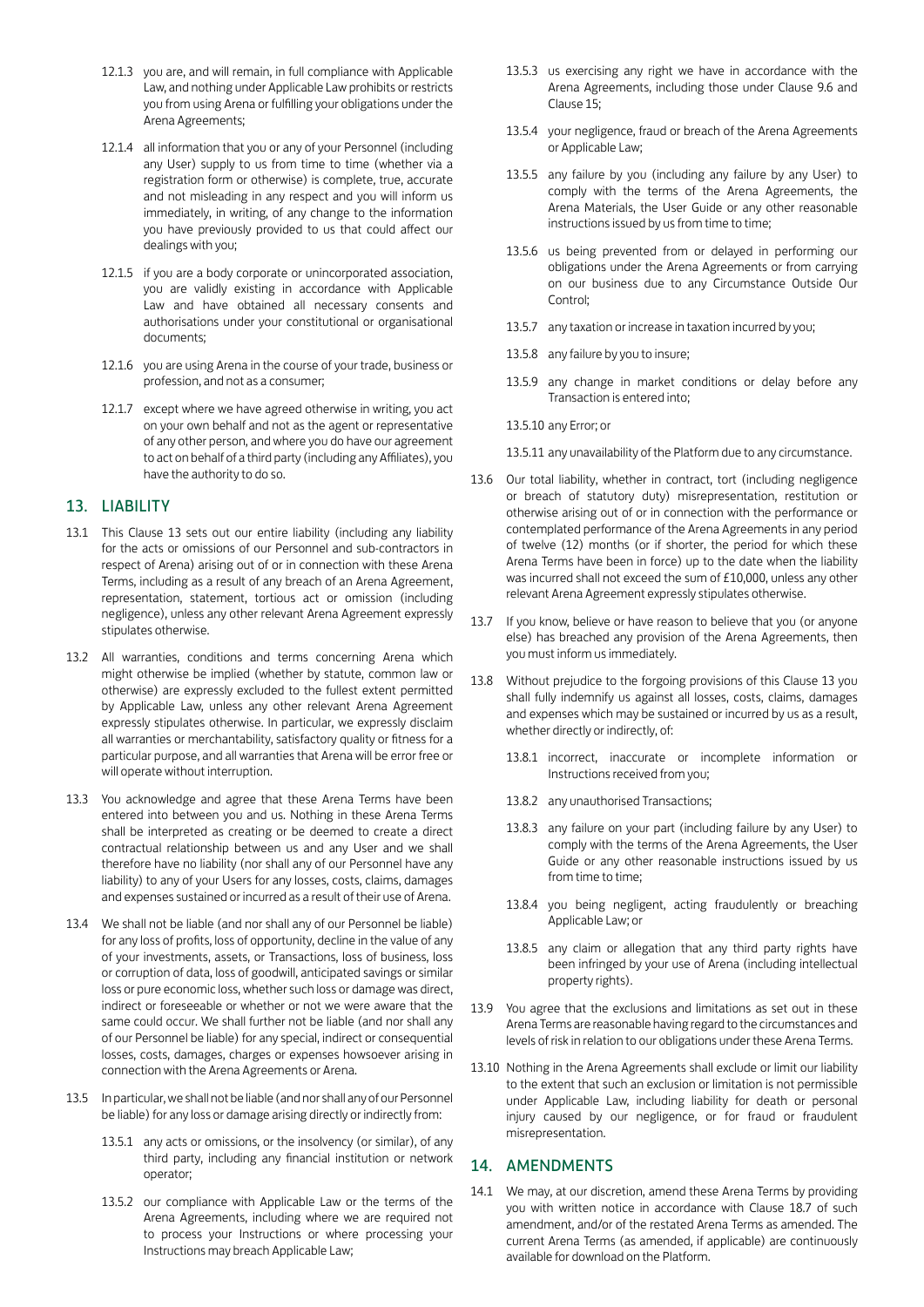12.1.3 you are, and will remain, in full compliance with Applicable Law, and nothing under Applicable Law prohibits or restricts you from using Arena or fulfilling your obligations under the Arena Agreements;

12.1.4 all information that you or any of your Personnel (including any User) supply to us from time to time (whether via a registration form or otherwise) is complete, true, accurate and not misleading in any respect and you will inform us immediately, in writing, of any change to the information you have previously provided to us that could affect our dealings with you;

12.1.5 if you are a body corporate or unincorporated association, you are validly existing in accordance with Applicable Law and have obtained all necessary consents and authorisations under your constitutional or organisational documents;

12.1.6 you are using Arena in the course of your trade, business or profession, and not as a consumer;

12.1.7 except where we have agreed otherwise in writing, you act on your own behalf and not as the agent or representative of any other person, and where you do have our agreement to act on behalf of a third party (including any Affiliates), you have the authority to do so.

## 13. LIABILITY

13.1 This Clause 13 sets out our entire liability (including any liability for the acts or omissions of our Personnel and sub-contractors in respect of Arena) arising out of or in connection with these Arena Terms, including as a result of any breach of an Arena Agreement, representation, statement, tortious act or omission (including negligence), unless any other relevant Arena Agreement expressly stipulates otherwise.

13.2 All warranties, conditions and terms concerning Arena which might otherwise be implied (whether by statute, common law or otherwise) are expressly excluded to the fullest extent permitted by Applicable Law, unless any other relevant Arena Agreement expressly stipulates otherwise. In particular, we expressly disclaim all warranties or merchantability, satisfactory quality or fitness for a particular purpose, and all warranties that Arena will be error free or will operate without interruption.

13.3 You acknowledge and agree that these Arena Terms have been entered into between you and us. Nothing in these Arena Terms shall be interpreted as creating or be deemed to create a direct contractual relationship between us and any User and we shall therefore have no liability (nor shall any of our Personnel have any liability) to any of your Users for any losses, costs, claims, damages and expenses sustained or incurred as a result of their use of Arena.

13.4 We shall not be liable (and nor shall any of our Personnel be liable) for any loss of profits, loss of opportunity, decline in the value of any of your investments, assets, or Transactions, loss of business, loss or corruption of data, loss of goodwill, anticipated savings or similar loss or pure economic loss, whether such loss or damage was direct, indirect or foreseeable or whether or not we were aware that the same could occur. We shall further not be liable (and nor shall any of our Personnel be liable) for any special, indirect or consequential losses, costs, damages, charges or expenses howsoever arising in connection with the Arena Agreements or Arena.

13.5 In particular, we shall not be liable (and nor shall any of our Personnel be liable) for any loss or damage arising directly or indirectly from:

13.5.1 any acts or omissions, or the insolvency (or similar), of any third party, including any financial institution or network operator;

13.5.2 our compliance with Applicable Law or the terms of the Arena Agreements, including where we are required not to process your Instructions or where processing your Instructions may breach Applicable Law;

13.5.3 us exercising any right we have in accordance with the Arena Agreements, including those under Clause 9.6 and Clause 15;

13.5.4 your negligence, fraud or breach of the Arena Agreements or Applicable Law;

13.5.5 any failure by you (including any failure by any User) to comply with the terms of the Arena Agreements, the Arena Materials, the User Guide or any other reasonable instructions issued by us from time to time;

13.5.6 us being prevented from or delayed in performing our obligations under the Arena Agreements or from carrying on our business due to any Circumstance Outside Our Control;

13.5.7 any taxation or increase in taxation incurred by you;

13.5.8 any failure by you to insure;

13.5.9 any change in market conditions or delay before any Transaction is entered into;

13.5.10 any Error; or

13.5.11 any unavailability of the Platform due to any circumstance.

13.6 Our total liability, whether in contract, tort (including negligence or breach of statutory duty) misrepresentation, restitution or otherwise arising out of or in connection with the performance or contemplated performance of the Arena Agreements in any period of twelve (12) months (or if shorter, the period for which these Arena Terms have been in force) up to the date when the liability was incurred shall not exceed the sum of £10,000, unless any other relevant Arena Agreement expressly stipulates otherwise.

13.7 If you know, believe or have reason to believe that you (or anyone else) has breached any provision of the Arena Agreements, then you must inform us immediately.

13.8 Without prejudice to the forgoing provisions of this Clause 13 you shall fully indemnify us against all losses, costs, claims, damages and expenses which may be sustained or incurred by us as a result, whether directly or indirectly, of:

13.8.1 incorrect, inaccurate or incomplete information or Instructions received from you;

13.8.2 any unauthorised Transactions;

13.8.3 any failure on your part (including failure by any User) to comply with the terms of the Arena Agreements, the User Guide or any other reasonable instructions issued by us from time to time;

13.8.4 you being negligent, acting fraudulently or breaching Applicable Law; or

13.8.5 any claim or allegation that any third party rights have been infringed by your use of Arena (including intellectual property rights).

13.9 You agree that the exclusions and limitations as set out in these Arena Terms are reasonable having regard to the circumstances and levels of risk in relation to our obligations under these Arena Terms.

13.10 Nothing in the Arena Agreements shall exclude or limit our liability to the extent that such an exclusion or limitation is not permissible under Applicable Law, including liability for death or personal injury caused by our negligence, or for fraud or fraudulent misrepresentation.

## 14. AMENDMENTS

14.1 We may, at our discretion, amend these Arena Terms by providing you with written notice in accordance with Clause 18.7 of such amendment, and/or of the restated Arena Terms as amended. The current Arena Terms (as amended, if applicable) are continuously available for download on the Platform.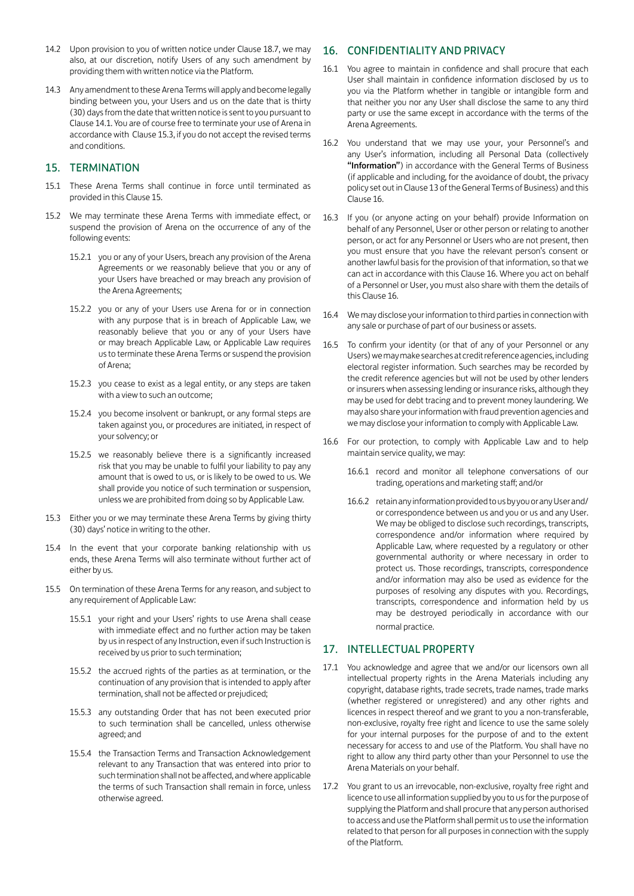14.2 Upon provision to you of written notice under Clause 18.7, we may also, at our discretion, notify Users of any such amendment by providing them with written notice via the Platform.

14.3 Any amendment to these Arena Terms will apply and become legally binding between you, your Users and us on the date that is thirty (30) days from the date that written notice is sent to you pursuant to Clause 14.1. You are of course free to terminate your use of Arena in accordance with Clause 15.3, if you do not accept the revised terms and conditions.

## 15. TERMINATION

15.1 These Arena Terms shall continue in force until terminated as provided in this Clause 15.

15.2 We may terminate these Arena Terms with immediate effect, or suspend the provision of Arena on the occurrence of any of the following events:

15.2.1 you or any of your Users, breach any provision of the Arena Agreements or we reasonably believe that you or any of your Users have breached or may breach any provision of the Arena Agreements;

15.2.2 you or any of your Users use Arena for or in connection with any purpose that is in breach of Applicable Law, we reasonably believe that you or any of your Users have or may breach Applicable Law, or Applicable Law requires us to terminate these Arena Terms or suspend the provision of Arena;

15.2.3 you cease to exist as a legal entity, or any steps are taken with a view to such an outcome;

15.2.4 you become insolvent or bankrupt, or any formal steps are taken against you, or procedures are initiated, in respect of your solvency; or

15.2.5 we reasonably believe there is a significantly increased risk that you may be unable to fulfil your liability to pay any amount that is owed to us, or is likely to be owed to us. We shall provide you notice of such termination or suspension, unless we are prohibited from doing so by Applicable Law.

15.3 Either you or we may terminate these Arena Terms by giving thirty (30) days' notice in writing to the other.

15.4 In the event that your corporate banking relationship with us ends, these Arena Terms will also terminate without further act of either by us.

15.5 On termination of these Arena Terms for any reason, and subject to any requirement of Applicable Law:

15.5.1 your right and your Users' rights to use Arena shall cease with immediate effect and no further action may be taken by us in respect of any Instruction, even if such Instruction is received by us prior to such termination;

15.5.2 the accrued rights of the parties as at termination, or the continuation of any provision that is intended to apply after termination, shall not be affected or prejudiced;

15.5.3 any outstanding Order that has not been executed prior to such termination shall be cancelled, unless otherwise agreed; and

15.5.4 the Transaction Terms and Transaction Acknowledgement relevant to any Transaction that was entered into prior to such termination shall not be affected, and where applicable the terms of such Transaction shall remain in force, unless otherwise agreed.

## 16. CONFIDENTIALITY AND PRIVACY

16.1 You agree to maintain in confidence and shall procure that each User shall maintain in confidence information disclosed by us to you via the Platform whether in tangible or intangible form and that neither you nor any User shall disclose the same to any third party or use the same except in accordance with the terms of the Arena Agreements.

16.2 You understand that we may use your, your Personnel's and any User's information, including all Personal Data (collectively **"Information"**) in accordance with the General Terms of Business (if applicable and including, for the avoidance of doubt, the privacy policy set out in Clause 13 of the General Terms of Business) and this Clause 16.

16.3 If you (or anyone acting on your behalf) provide Information on behalf of any Personnel, User or other person or relating to another person, or act for any Personnel or Users who are not present, then you must ensure that you have the relevant person's consent or another lawful basis for the provision of that information, so that we can act in accordance with this Clause 16. Where you act on behalf of a Personnel or User, you must also share with them the details of this Clause 16.

16.4 We may disclose your information to third parties in connection with any sale or purchase of part of our business or assets.

16.5 To confirm your identity (or that of any of your Personnel or any Users) we may make searches at credit reference agencies, including electoral register information. Such searches may be recorded by the credit reference agencies but will not be used by other lenders or insurers when assessing lending or insurance risks, although they may be used for debt tracing and to prevent money laundering. We may also share your information with fraud prevention agencies and we may disclose your information to comply with Applicable Law.

16.6 For our protection, to comply with Applicable Law and to help maintain service quality, we may:

16.6.1 record and monitor all telephone conversations of our trading, operations and marketing staff; and/or

16.6.2 retain any information provided to us by you or any User and/or correspondence between us and you or us and any User. We may be obliged to disclose such recordings, transcripts, correspondence and/or information where required by Applicable Law, where requested by a regulatory or other governmental authority or where necessary in order to protect us. Those recordings, transcripts, correspondence and/or information may also be used as evidence for the purposes of resolving any disputes with you. Recordings, transcripts, correspondence and information held by us may be destroyed periodically in accordance with our normal practice.

## 17. INTELLECTUAL PROPERTY

17.1 You acknowledge and agree that we and/or our licensors own all intellectual property rights in the Arena Materials including any copyright, database rights, trade secrets, trade names, trade marks (whether registered or unregistered) and any other rights and licences in respect thereof and we grant to you a non-transferable, non-exclusive, royalty free right and licence to use the same solely for your internal purposes for the purpose of and to the extent necessary for access to and use of the Platform. You shall have no right to allow any third party other than your Personnel to use the Arena Materials on your behalf.

17.2 You grant to us an irrevocable, non-exclusive, royalty free right and licence to use all information supplied by you to us for the purpose of supplying the Platform and shall procure that any person authorised to access and use the Platform shall permit us to use the information related to that person for all purposes in connection with the supply of the Platform.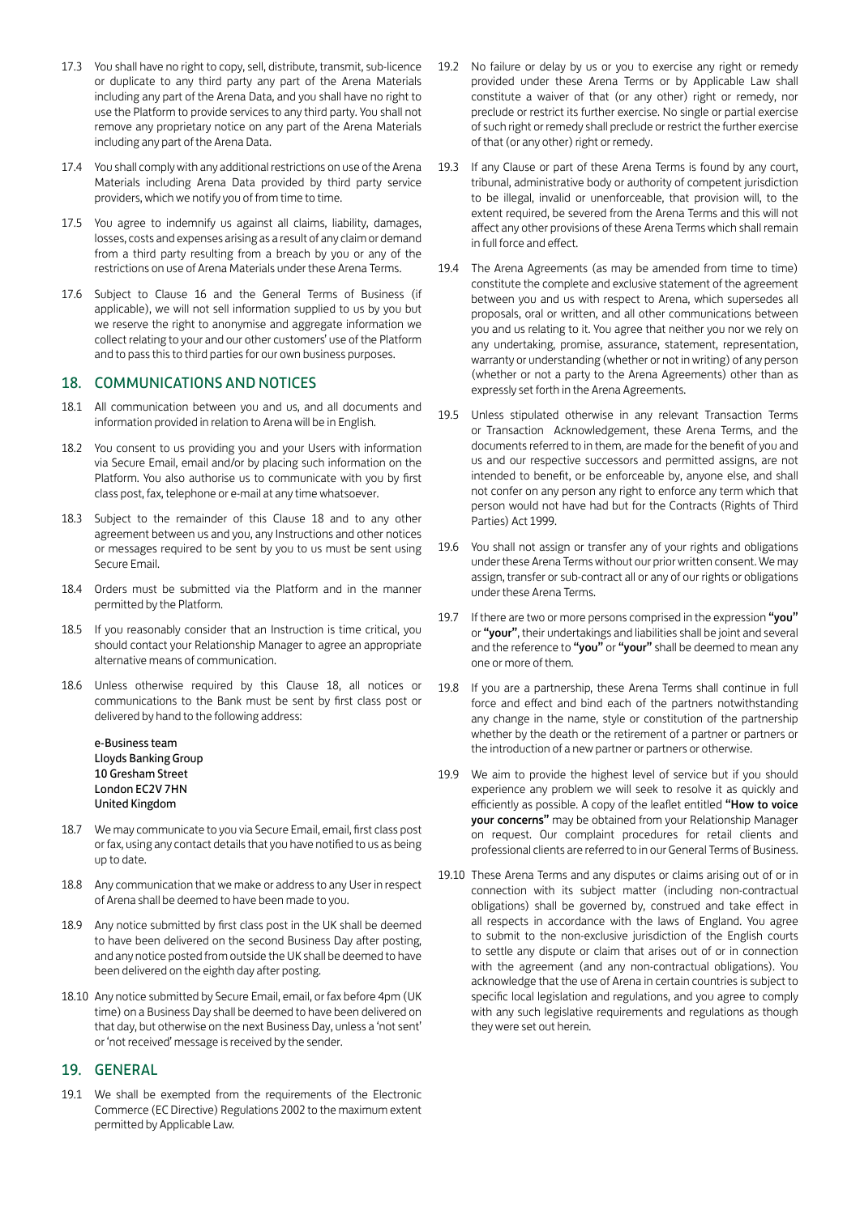17.3 You shall have no right to copy, sell, distribute, transmit, sub-licence or duplicate to any third party any part of the Arena Materials including any part of the Arena Data, and you shall have no right to use the Platform to provide services to any third party. You shall not remove any proprietary notice on any part of the Arena Materials including any part of the Arena Data.

17.4 You shall comply with any additional restrictions on use of the Arena Materials including Arena Data provided by third party service providers, which we notify you of from time to time.

17.5 You agree to indemnify us against all claims, liability, damages, losses, costs and expenses arising as a result of any claim or demand from a third party resulting from a breach by you or any of the restrictions on use of Arena Materials under these Arena Terms.

17.6 Subject to Clause 16 and the General Terms of Business (if applicable), we will not sell information supplied to us by you but we reserve the right to anonymise and aggregate information we collect relating to your and our other customers' use of the Platform and to pass this to third parties for our own business purposes.

## 18. COMMUNICATIONS AND NOTICES

18.1 All communication between you and us, and all documents and information provided in relation to Arena will be in English.

18.2 You consent to us providing you and your Users with information via Secure Email, email and/or by placing such information on the Platform. You also authorise us to communicate with you by first class post, fax, telephone or e-mail at any time whatsoever.

18.3 Subject to the remainder of this Clause 18 and to any other agreement between us and you, any Instructions and other notices or messages required to be sent by you to us must be sent using Secure Email.

18.4 Orders must be submitted via the Platform and in the manner permitted by the Platform.

18.5 If you reasonably consider that an Instruction is time critical, you should contact your Relationship Manager to agree an appropriate alternative means of communication.

18.6 Unless otherwise required by this Clause 18, all notices or communications to the Bank must be sent by first class post or delivered by hand to the following address:

**e-Business team**
**Lloyds Banking Group**
**10 Gresham Street**
**London EC2V 7HN**
**United Kingdom**

18.7 We may communicate to you via Secure Email, email, first class post or fax, using any contact details that you have notified to us as being up to date.

18.8 Any communication that we make or address to any User in respect of Arena shall be deemed to have been made to you.

18.9 Any notice submitted by first class post in the UK shall be deemed to have been delivered on the second Business Day after posting, and any notice posted from outside the UK shall be deemed to have been delivered on the eighth day after posting.

18.10 Any notice submitted by Secure Email, email, or fax before 4pm (UK time) on a Business Day shall be deemed to have been delivered on that day, but otherwise on the next Business Day, unless a 'not sent' or 'not received' message is received by the sender.

## 19. GENERAL

19.1 We shall be exempted from the requirements of the Electronic Commerce (EC Directive) Regulations 2002 to the maximum extent permitted by Applicable Law.

19.2 No failure or delay by us or you to exercise any right or remedy provided under these Arena Terms or by Applicable Law shall constitute a waiver of that (or any other) right or remedy, nor preclude or restrict its further exercise. No single or partial exercise of such right or remedy shall preclude or restrict the further exercise of that (or any other) right or remedy.

19.3 If any Clause or part of these Arena Terms is found by any court, tribunal, administrative body or authority of competent jurisdiction to be illegal, invalid or unenforceable, that provision will, to the extent required, be severed from the Arena Terms and this will not affect any other provisions of these Arena Terms which shall remain in full force and effect.

19.4 The Arena Agreements (as may be amended from time to time) constitute the complete and exclusive statement of the agreement between you and us with respect to Arena, which supersedes all proposals, oral or written, and all other communications between you and us relating to it. You agree that neither you nor we rely on any undertaking, promise, assurance, statement, representation, warranty or understanding (whether or not in writing) of any person (whether or not a party to the Arena Agreements) other than as expressly set forth in the Arena Agreements.

19.5 Unless stipulated otherwise in any relevant Transaction Terms or Transaction Acknowledgement, these Arena Terms, and the documents referred to in them, are made for the benefit of you and us and our respective successors and permitted assigns, are not intended to benefit, or be enforceable by, anyone else, and shall not confer on any person any right to enforce any term which that person would not have had but for the Contracts (Rights of Third Parties) Act 1999.

19.6 You shall not assign or transfer any of your rights and obligations under these Arena Terms without our prior written consent. We may assign, transfer or sub-contract all or any of our rights or obligations under these Arena Terms.

19.7 If there are two or more persons comprised in the expression **"you"** or **"your"**, their undertakings and liabilities shall be joint and several and the reference to **"you"** or **"your"** shall be deemed to mean any one or more of them.

19.8 If you are a partnership, these Arena Terms shall continue in full force and effect and bind each of the partners notwithstanding any change in the name, style or constitution of the partnership whether by the death or the retirement of a partner or partners or the introduction of a new partner or partners or otherwise.

19.9 We aim to provide the highest level of service but if you should experience any problem we will seek to resolve it as quickly and efficiently as possible. A copy of the leaflet entitled **"How to voice your concerns"** may be obtained from your Relationship Manager on request. Our complaint procedures for retail clients and professional clients are referred to in our General Terms of Business.

19.10 These Arena Terms and any disputes or claims arising out of or in connection with its subject matter (including non-contractual obligations) shall be governed by, construed and take effect in all respects in accordance with the laws of England. You agree to submit to the non-exclusive jurisdiction of the English courts to settle any dispute or claim that arises out of or in connection with the agreement (and any non-contractual obligations). You acknowledge that the use of Arena in certain countries is subject to specific local legislation and regulations, and you agree to comply with any such legislative requirements and regulations as though they were set out herein.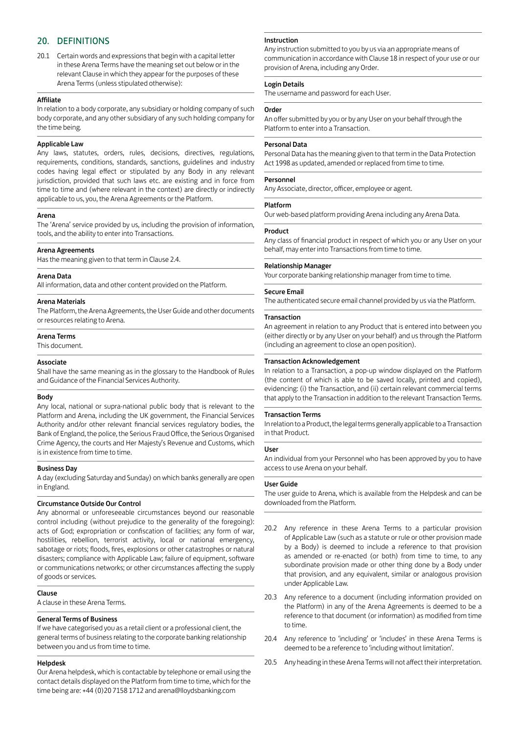## 20. DEFINITIONS

20.1 Certain words and expressions that begin with a capital letter in these Arena Terms have the meaning set out below or in the relevant Clause in which they appear for the purposes of these Arena Terms (unless stipulated otherwise):

**Affiliate**
In relation to a body corporate, any subsidiary or holding company of such body corporate, and any other subsidiary of any such holding company for the time being.

**Applicable Law**
Any laws, statutes, orders, rules, decisions, directives, regulations, requirements, conditions, standards, sanctions, guidelines and industry codes having legal effect or stipulated by any Body in any relevant jurisdiction, provided that such laws etc. are existing and in force from time to time and (where relevant in the context) are directly or indirectly applicable to us, you, the Arena Agreements or the Platform.

**Arena**
The 'Arena' service provided by us, including the provision of information, tools, and the ability to enter into Transactions.

**Arena Agreements**
Has the meaning given to that term in Clause 2.4.

**Arena Data**
All information, data and other content provided on the Platform.

**Arena Materials**
The Platform, the Arena Agreements, the User Guide and other documents or resources relating to Arena.

**Arena Terms**
This document.

**Associate**
Shall have the same meaning as in the glossary to the Handbook of Rules and Guidance of the Financial Services Authority.

**Body**
Any local, national or supra-national public body that is relevant to the Platform and Arena, including the UK government, the Financial Services Authority and/or other relevant financial services regulatory bodies, the Bank of England, the police, the Serious Fraud Office, the Serious Organised Crime Agency, the courts and Her Majesty's Revenue and Customs, which is in existence from time to time.

**Business Day**
A day (excluding Saturday and Sunday) on which banks generally are open in England.

**Circumstance Outside Our Control**
Any abnormal or unforeseeable circumstances beyond our reasonable control including (without prejudice to the generality of the foregoing): acts of God; expropriation or confiscation of facilities; any form of war, hostilities, rebellion, terrorist activity, local or national emergency, sabotage or riots; floods, fires, explosions or other catastrophes or natural disasters; compliance with Applicable Law; failure of equipment, software or communications networks; or other circumstances affecting the supply of goods or services.

**Clause**
A clause in these Arena Terms.

**General Terms of Business**
If we have categorised you as a retail client or a professional client, the general terms of business relating to the corporate banking relationship between you and us from time to time.

**Helpdesk**
Our Arena helpdesk, which is contactable by telephone or email using the contact details displayed on the Platform from time to time, which for the time being are: +44 (0)20 7158 1712 and arena@lloydsbanking.com

**Instruction**
Any instruction submitted to you by us via an appropriate means of communication in accordance with Clause 18 in respect of your use or our provision of Arena, including any Order.

**Login Details**
The username and password for each User.

**Order**
An offer submitted by you or by any User on your behalf through the Platform to enter into a Transaction.

**Personal Data**
Personal Data has the meaning given to that term in the Data Protection Act 1998 as updated, amended or replaced from time to time.

**Personnel**
Any Associate, director, officer, employee or agent.

**Platform**
Our web-based platform providing Arena including any Arena Data.

**Product**
Any class of financial product in respect of which you or any User on your behalf, may enter into Transactions from time to time.

**Relationship Manager**
Your corporate banking relationship manager from time to time.

**Secure Email**
The authenticated secure email channel provided by us via the Platform.

**Transaction**
An agreement in relation to any Product that is entered into between you (either directly or by any User on your behalf) and us through the Platform (including an agreement to close an open position).

**Transaction Acknowledgement**
In relation to a Transaction, a pop-up window displayed on the Platform (the content of which is able to be saved locally, printed and copied), evidencing: (i) the Transaction, and (ii) certain relevant commercial terms that apply to the Transaction in addition to the relevant Transaction Terms.

**Transaction Terms**
In relation to a Product, the legal terms generally applicable to a Transaction in that Product.

**User**
An individual from your Personnel who has been approved by you to have access to use Arena on your behalf.

**User Guide**
The user guide to Arena, which is available from the Helpdesk and can be downloaded from the Platform.

20.2 Any reference in these Arena Terms to a particular provision of Applicable Law (such as a statute or rule or other provision made by a Body) is deemed to include a reference to that provision as amended or re-enacted (or both) from time to time, to any subordinate provision made or other thing done by a Body under that provision, and any equivalent, similar or analogous provision under Applicable Law.

20.3 Any reference to a document (including information provided on the Platform) in any of the Arena Agreements is deemed to be a reference to that document (or information) as modified from time to time.

20.4 Any reference to 'including' or 'includes' in these Arena Terms is deemed to be a reference to 'including without limitation'.

20.5 Any heading in these Arena Terms will not affect their interpretation.